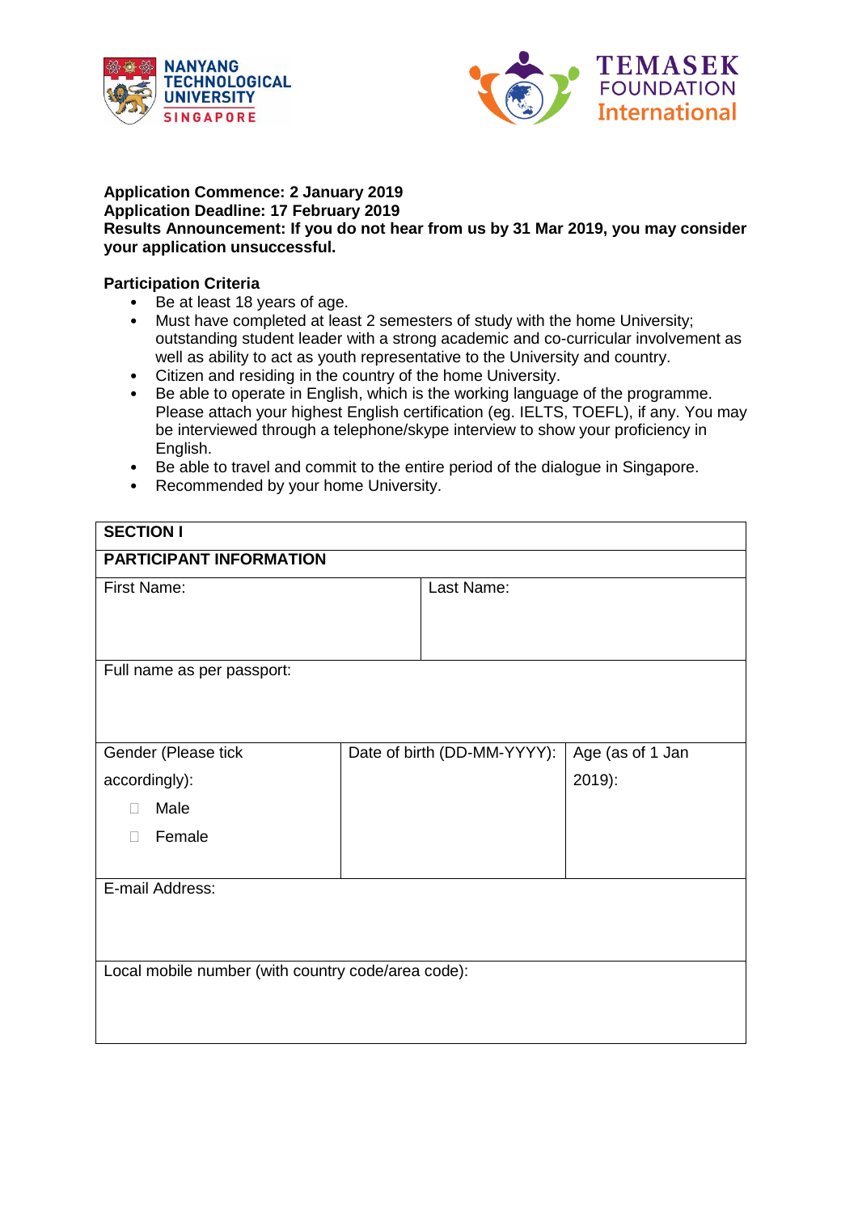NANYANG TECHNOLOGICAL UNIVERSITY SINGAPORE

TEMASEK FOUNDATION International

**Application Commence: 2 January 2019**
**Application Deadline: 17 February 2019**
**Results Announcement: If you do not hear from us by 31 Mar 2019, you may consider your application unsuccessful.**

**Participation Criteria**

- Be at least 18 years of age.
- Must have completed at least 2 semesters of study with the home University; outstanding student leader with a strong academic and co-curricular involvement as well as ability to act as youth representative to the University and country.
- Citizen and residing in the country of the home University.
- Be able to operate in English, which is the working language of the programme. Please attach your highest English certification (eg. IELTS, TOEFL), if any. You may be interviewed through a telephone/skype interview to show your proficiency in English.
- Be able to travel and commit to the entire period of the dialogue in Singapore.
- Recommended by your home University.

| **SECTION I** | | |
|---|---|---|
| **PARTICIPANT INFORMATION** | | |
| First Name: | Last Name: | |
| Full name as per passport: | | |
| Gender (Please tick accordingly):<br>☐ Male<br>☐ Female | Date of birth (DD-MM-YYYY): | Age (as of 1 Jan 2019): |
| E-mail Address: | | |
| Local mobile number (with country code/area code): | | |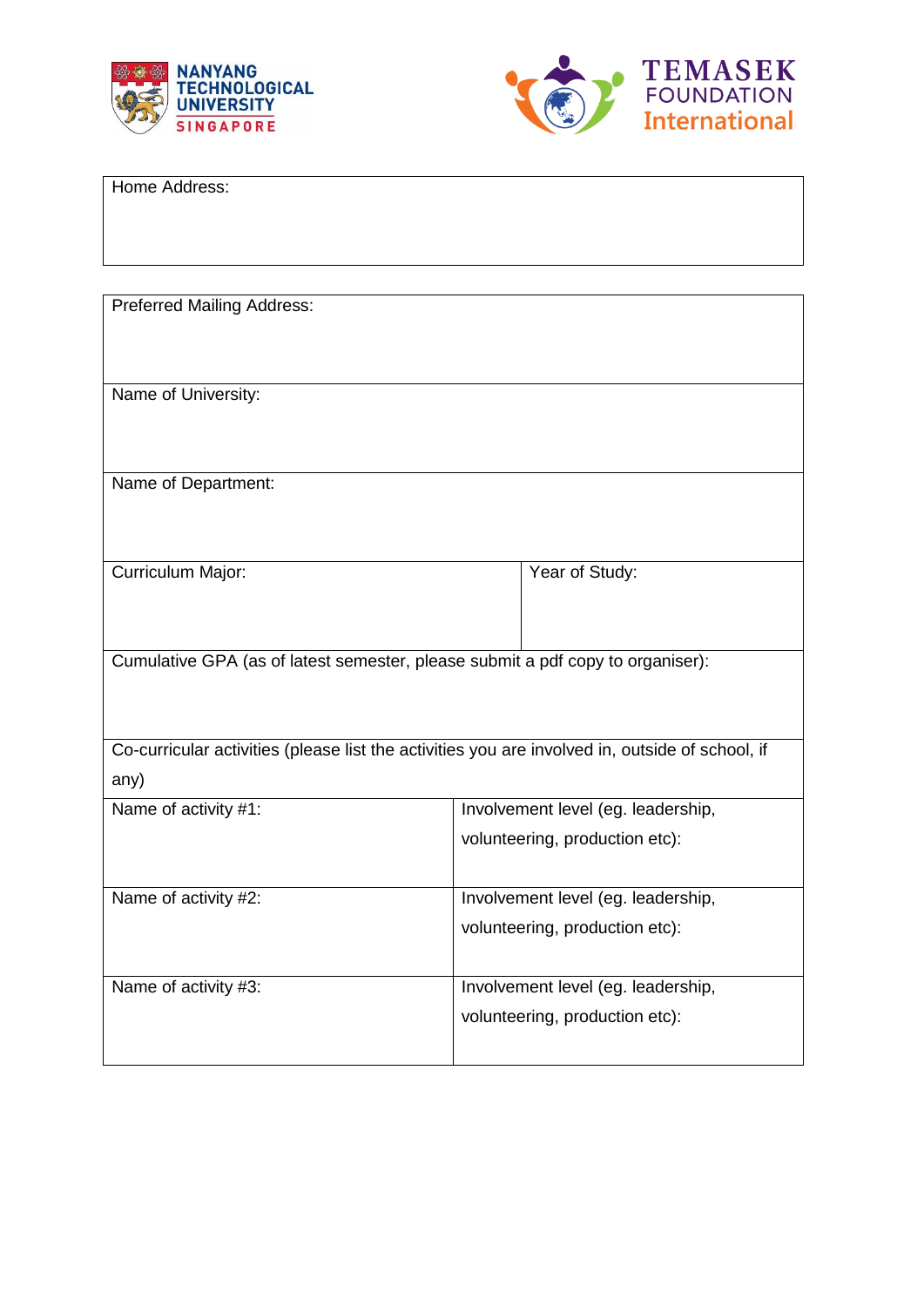| Home Address: |
|---|

| Preferred Mailing Address: | |
|---|---|
| Name of University: | |
| Name of Department: | |
| Curriculum Major: | Year of Study: |
| Cumulative GPA (as of latest semester, please submit a pdf copy to organiser): | |
| Co-curricular activities (please list the activities you are involved in, outside of school, if any) | |
| Name of activity #1: | Involvement level (eg. leadership, volunteering, production etc): |
| Name of activity #2: | Involvement level (eg. leadership, volunteering, production etc): |
| Name of activity #3: | Involvement level (eg. leadership, volunteering, production etc): |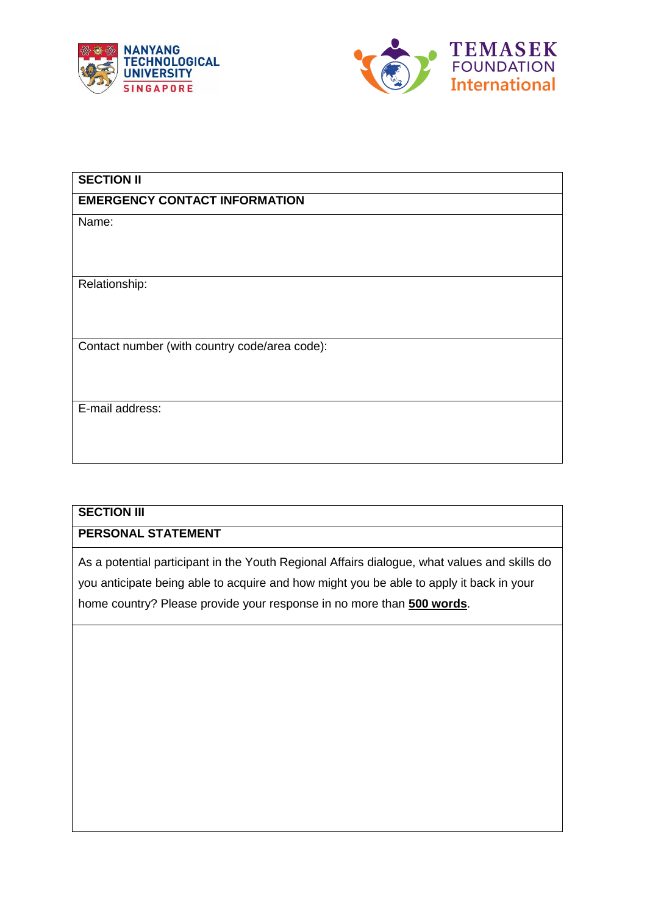| SECTION II |
| --- |
| **EMERGENCY CONTACT INFORMATION** |
| Name: |
| Relationship: |
| Contact number (with country code/area code): |
| E-mail address: |

| SECTION III |
| --- |
| **PERSONAL STATEMENT** |
| As a potential participant in the Youth Regional Affairs dialogue, what values and skills do you anticipate being able to acquire and how might you be able to apply it back in your home country? Please provide your response in no more than **500 words**. |
| |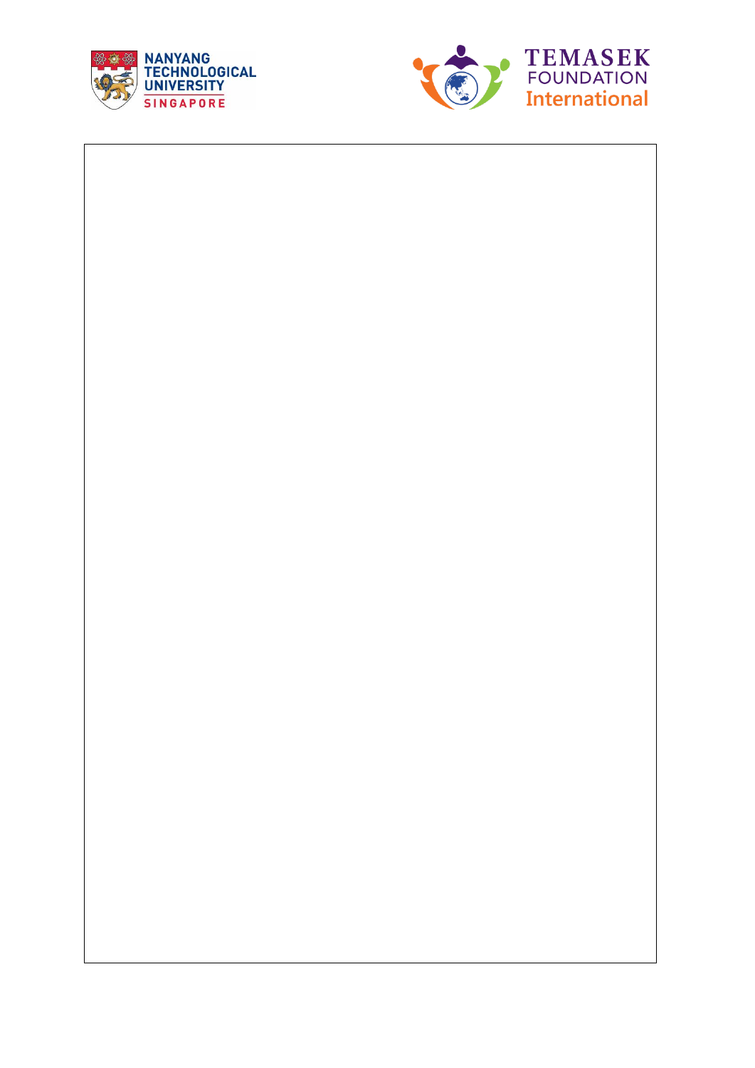NANYANG TECHNOLOGICAL UNIVERSITY SINGAPORE

TEMASEK FOUNDATION International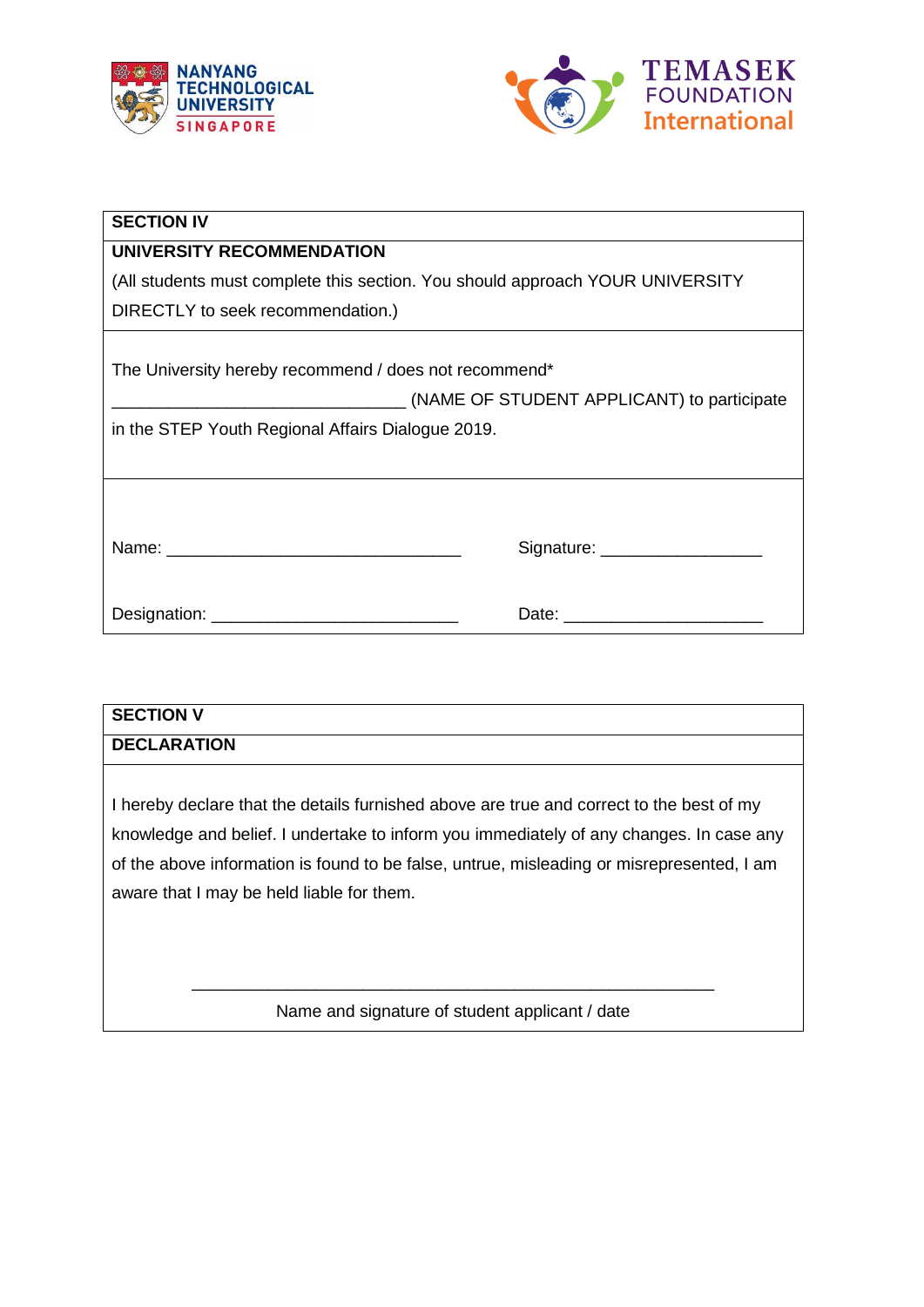NANYANG TECHNOLOGICAL UNIVERSITY SINGAPORE

TEMASEK FOUNDATION International

**SECTION IV**

**UNIVERSITY RECOMMENDATION**

(All students must complete this section. You should approach YOUR UNIVERSITY DIRECTLY to seek recommendation.)

The University hereby recommend / does not recommend*
_______________________________ (NAME OF STUDENT APPLICANT) to participate in the STEP Youth Regional Affairs Dialogue 2019.

Name: _______________________________ Signature: _________________

Designation: __________________________ Date: _____________________

**SECTION V**

**DECLARATION**

I hereby declare that the details furnished above are true and correct to the best of my knowledge and belief. I undertake to inform you immediately of any changes. In case any of the above information is found to be false, untrue, misleading or misrepresented, I am aware that I may be held liable for them.

_______________________________________________________

Name and signature of student applicant / date